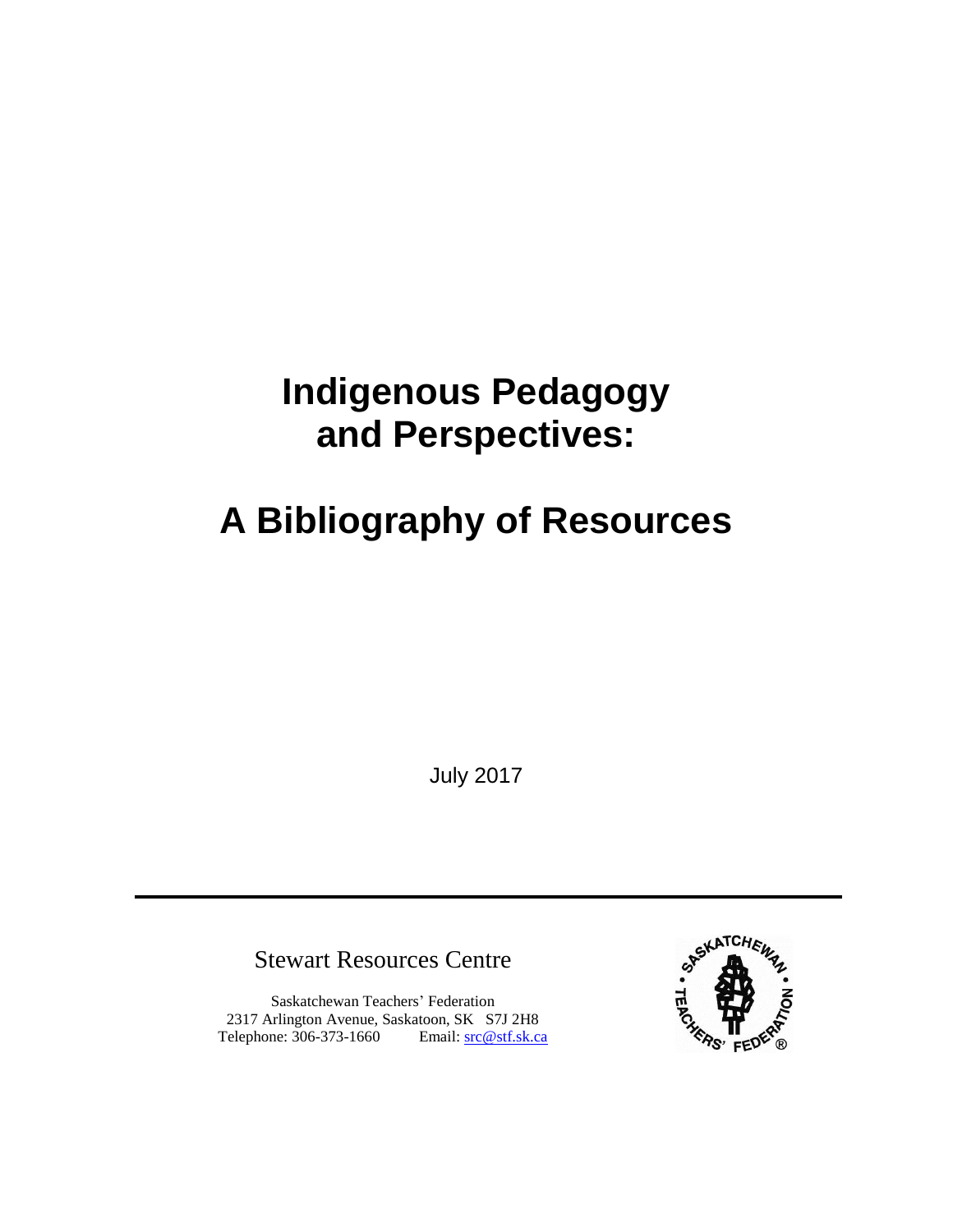# Indigenous Pedagogy and Perspectives:

# A Bibliography of Resources

July 2017

---

Stewart Resources Centre

Saskatchewan Teachers' Federation
2317 Arlington Avenue, Saskatoon, SK S7J 2H8
Telephone: 306-373-1660 Email: src@stf.sk.ca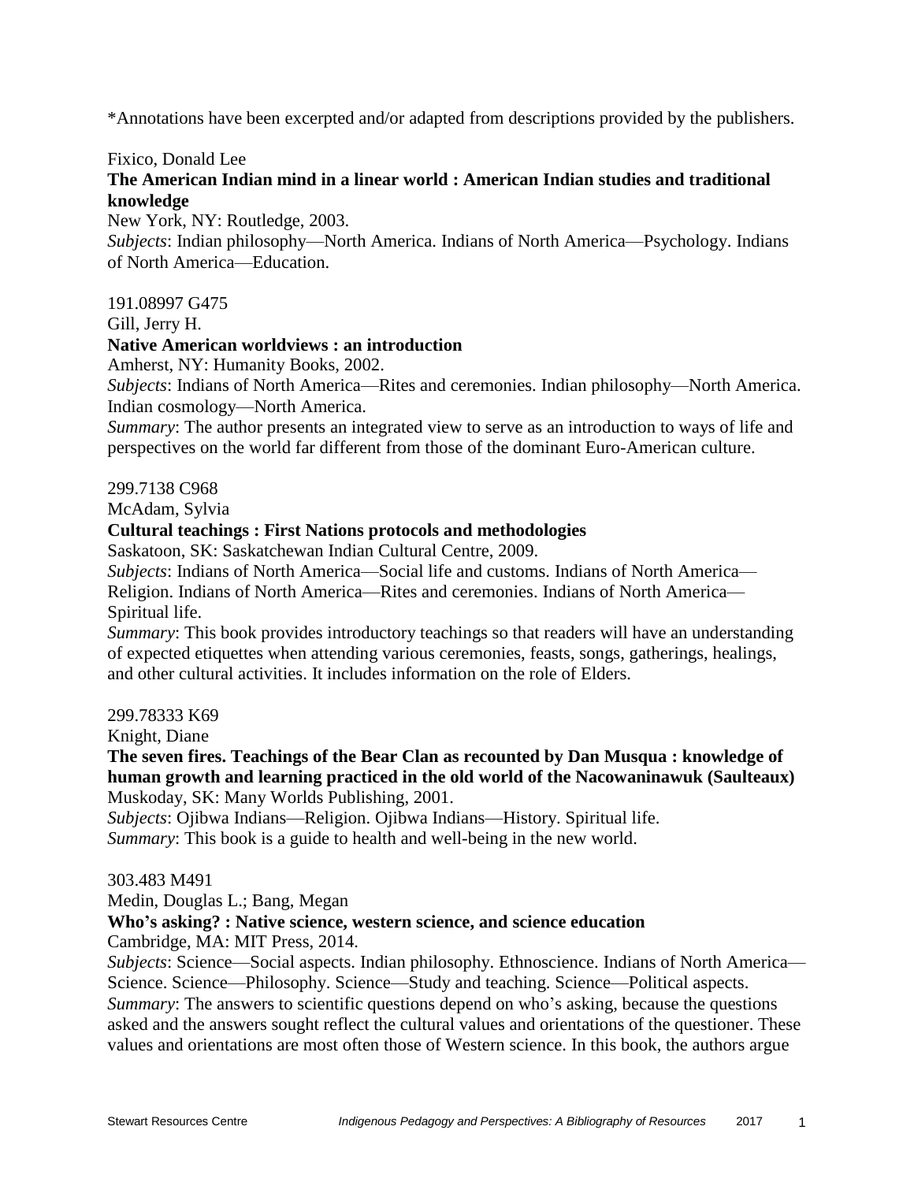*Annotations have been excerpted and/or adapted from descriptions provided by the publishers.

Fixico, Donald Lee
**The American Indian mind in a linear world : American Indian studies and traditional knowledge**
New York, NY: Routledge, 2003.
*Subjects*: Indian philosophy—North America. Indians of North America—Psychology. Indians of North America—Education.

191.08997 G475
Gill, Jerry H.
**Native American worldviews : an introduction**
Amherst, NY: Humanity Books, 2002.
*Subjects*: Indians of North America—Rites and ceremonies. Indian philosophy—North America. Indian cosmology—North America.
*Summary*: The author presents an integrated view to serve as an introduction to ways of life and perspectives on the world far different from those of the dominant Euro-American culture.

299.7138 C968
McAdam, Sylvia
**Cultural teachings : First Nations protocols and methodologies**
Saskatoon, SK: Saskatchewan Indian Cultural Centre, 2009.
*Subjects*: Indians of North America—Social life and customs. Indians of North America—Religion. Indians of North America—Rites and ceremonies. Indians of North America—Spiritual life.
*Summary*: This book provides introductory teachings so that readers will have an understanding of expected etiquettes when attending various ceremonies, feasts, songs, gatherings, healings, and other cultural activities. It includes information on the role of Elders.

299.78333 K69
Knight, Diane
**The seven fires. Teachings of the Bear Clan as recounted by Dan Musqua : knowledge of human growth and learning practiced in the old world of the Nacowaninawuk (Saulteaux)**
Muskoday, SK: Many Worlds Publishing, 2001.
*Subjects*: Ojibwa Indians—Religion. Ojibwa Indians—History. Spiritual life.
*Summary*: This book is a guide to health and well-being in the new world.

303.483 M491
Medin, Douglas L.; Bang, Megan
**Who's asking? : Native science, western science, and science education**
Cambridge, MA: MIT Press, 2014.
*Subjects*: Science—Social aspects. Indian philosophy. Ethnoscience. Indians of North America—Science. Science—Philosophy. Science—Study and teaching. Science—Political aspects.
*Summary*: The answers to scientific questions depend on who's asking, because the questions asked and the answers sought reflect the cultural values and orientations of the questioner. These values and orientations are most often those of Western science. In this book, the authors argue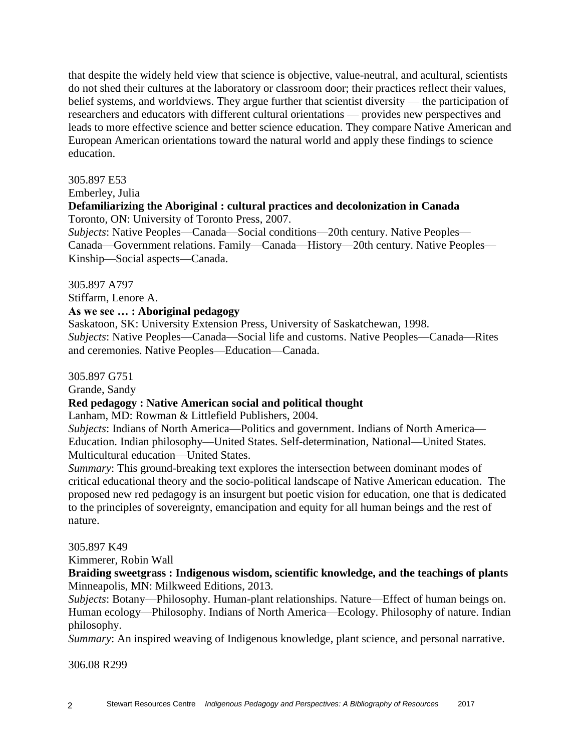that despite the widely held view that science is objective, value-neutral, and acultural, scientists do not shed their cultures at the laboratory or classroom door; their practices reflect their values, belief systems, and worldviews. They argue further that scientist diversity — the participation of researchers and educators with different cultural orientations — provides new perspectives and leads to more effective science and better science education. They compare Native American and European American orientations toward the natural world and apply these findings to science education.

305.897 E53
Emberley, Julia
**Defamiliarizing the Aboriginal : cultural practices and decolonization in Canada**
Toronto, ON: University of Toronto Press, 2007.
*Subjects*: Native Peoples—Canada—Social conditions—20th century. Native Peoples—Canada—Government relations. Family—Canada—History—20th century. Native Peoples—Kinship—Social aspects—Canada.

305.897 A797
Stiffarm, Lenore A.
**As we see … : Aboriginal pedagogy**
Saskatoon, SK: University Extension Press, University of Saskatchewan, 1998.
*Subjects*: Native Peoples—Canada—Social life and customs. Native Peoples—Canada—Rites and ceremonies. Native Peoples—Education—Canada.

305.897 G751
Grande, Sandy
**Red pedagogy : Native American social and political thought**
Lanham, MD: Rowman & Littlefield Publishers, 2004.
*Subjects*: Indians of North America—Politics and government. Indians of North America—Education. Indian philosophy—United States. Self-determination, National—United States. Multicultural education—United States.
*Summary*: This ground-breaking text explores the intersection between dominant modes of critical educational theory and the socio-political landscape of Native American education. The proposed new red pedagogy is an insurgent but poetic vision for education, one that is dedicated to the principles of sovereignty, emancipation and equity for all human beings and the rest of nature.

305.897 K49
Kimmerer, Robin Wall
**Braiding sweetgrass : Indigenous wisdom, scientific knowledge, and the teachings of plants**
Minneapolis, MN: Milkweed Editions, 2013.
*Subjects*: Botany—Philosophy. Human-plant relationships. Nature—Effect of human beings on. Human ecology—Philosophy. Indians of North America—Ecology. Philosophy of nature. Indian philosophy.
*Summary*: An inspired weaving of Indigenous knowledge, plant science, and personal narrative.

306.08 R299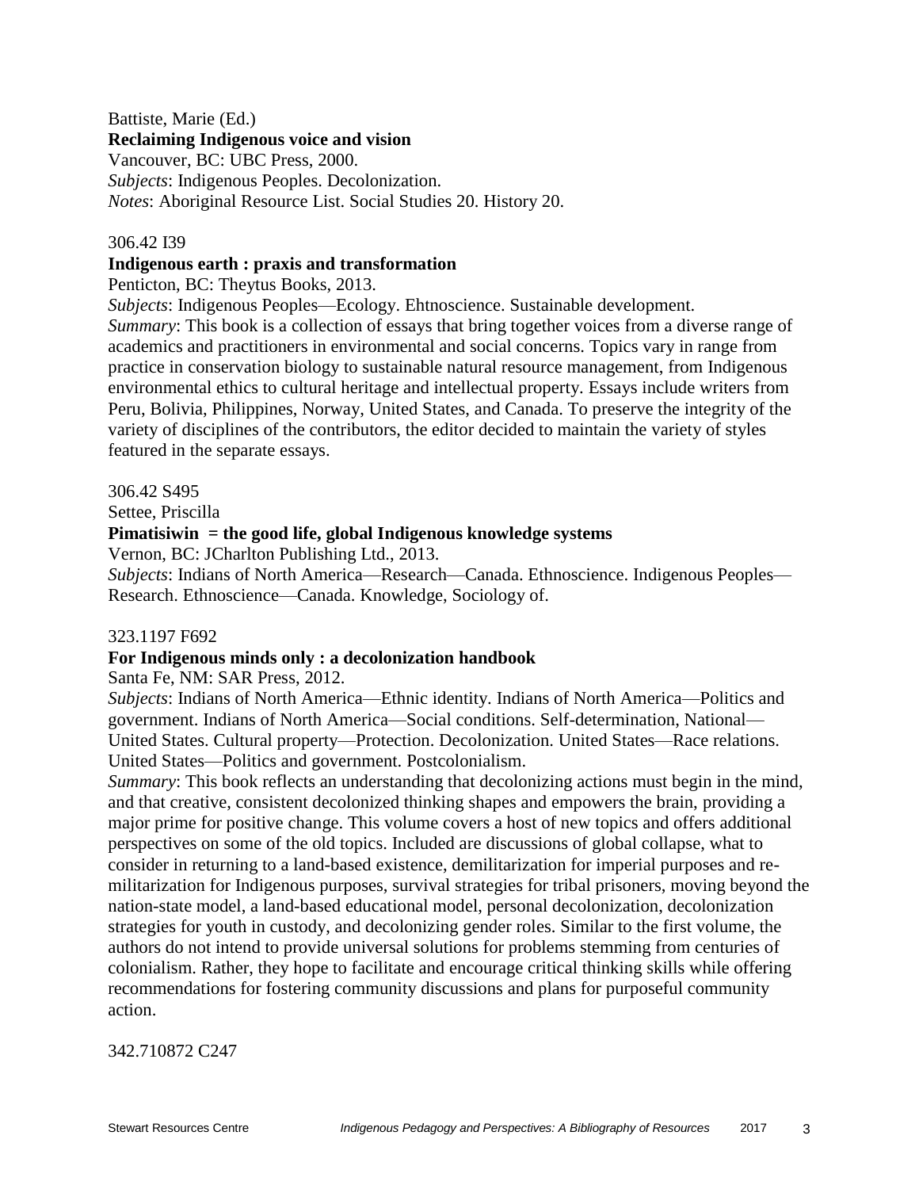Battiste, Marie (Ed.)
**Reclaiming Indigenous voice and vision**
Vancouver, BC: UBC Press, 2000.
*Subjects*: Indigenous Peoples. Decolonization.
*Notes*: Aboriginal Resource List. Social Studies 20. History 20.

306.42 I39
**Indigenous earth : praxis and transformation**
Penticton, BC: Theytus Books, 2013.
*Subjects*: Indigenous Peoples—Ecology. Ehtnoscience. Sustainable development.
*Summary*: This book is a collection of essays that bring together voices from a diverse range of academics and practitioners in environmental and social concerns. Topics vary in range from practice in conservation biology to sustainable natural resource management, from Indigenous environmental ethics to cultural heritage and intellectual property. Essays include writers from Peru, Bolivia, Philippines, Norway, United States, and Canada. To preserve the integrity of the variety of disciplines of the contributors, the editor decided to maintain the variety of styles featured in the separate essays.

306.42 S495
Settee, Priscilla
**Pimatisiwin = the good life, global Indigenous knowledge systems**
Vernon, BC: JCharlton Publishing Ltd., 2013.
*Subjects*: Indians of North America—Research—Canada. Ethnoscience. Indigenous Peoples—Research. Ethnoscience—Canada. Knowledge, Sociology of.

323.1197 F692
**For Indigenous minds only : a decolonization handbook**
Santa Fe, NM: SAR Press, 2012.
*Subjects*: Indians of North America—Ethnic identity. Indians of North America—Politics and government. Indians of North America—Social conditions. Self-determination, National—United States. Cultural property—Protection. Decolonization. United States—Race relations. United States—Politics and government. Postcolonialism.
*Summary*: This book reflects an understanding that decolonizing actions must begin in the mind, and that creative, consistent decolonized thinking shapes and empowers the brain, providing a major prime for positive change. This volume covers a host of new topics and offers additional perspectives on some of the old topics. Included are discussions of global collapse, what to consider in returning to a land-based existence, demilitarization for imperial purposes and re-militarization for Indigenous purposes, survival strategies for tribal prisoners, moving beyond the nation-state model, a land-based educational model, personal decolonization, decolonization strategies for youth in custody, and decolonizing gender roles. Similar to the first volume, the authors do not intend to provide universal solutions for problems stemming from centuries of colonialism. Rather, they hope to facilitate and encourage critical thinking skills while offering recommendations for fostering community discussions and plans for purposeful community action.

342.710872 C247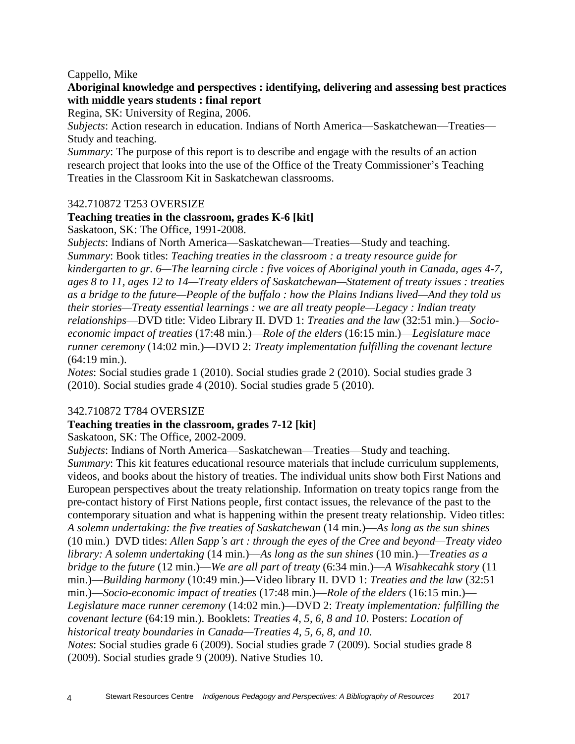Cappello, Mike

**Aboriginal knowledge and perspectives : identifying, delivering and assessing best practices with middle years students : final report**

Regina, SK: University of Regina, 2006.

*Subjects*: Action research in education. Indians of North America—Saskatchewan—Treaties—Study and teaching.

*Summary*: The purpose of this report is to describe and engage with the results of an action research project that looks into the use of the Office of the Treaty Commissioner's Teaching Treaties in the Classroom Kit in Saskatchewan classrooms.

342.710872 T253 OVERSIZE

**Teaching treaties in the classroom, grades K-6 [kit]**

Saskatoon, SK: The Office, 1991-2008.

*Subjects*: Indians of North America—Saskatchewan—Treaties—Study and teaching.

*Summary*: Book titles: *Teaching treaties in the classroom : a treaty resource guide for kindergarten to gr. 6—The learning circle : five voices of Aboriginal youth in Canada, ages 4-7, ages 8 to 11, ages 12 to 14—Treaty elders of Saskatchewan—Statement of treaty issues : treaties as a bridge to the future—People of the buffalo : how the Plains Indians lived—And they told us their stories—Treaty essential learnings : we are all treaty people—Legacy : Indian treaty relationships*—DVD title: Video Library II. DVD 1: *Treaties and the law* (32:51 min.)—*Socio-economic impact of treaties* (17:48 min.)—*Role of the elders* (16:15 min.)—*Legislature mace runner ceremony* (14:02 min.)—DVD 2: *Treaty implementation fulfilling the covenant lecture* (64:19 min.).

*Notes*: Social studies grade 1 (2010). Social studies grade 2 (2010). Social studies grade 3 (2010). Social studies grade 4 (2010). Social studies grade 5 (2010).

342.710872 T784 OVERSIZE

**Teaching treaties in the classroom, grades 7-12 [kit]**

Saskatoon, SK: The Office, 2002-2009.

*Subjects*: Indians of North America—Saskatchewan—Treaties—Study and teaching.

*Summary*: This kit features educational resource materials that include curriculum supplements, videos, and books about the history of treaties. The individual units show both First Nations and European perspectives about the treaty relationship. Information on treaty topics range from the pre-contact history of First Nations people, first contact issues, the relevance of the past to the contemporary situation and what is happening within the present treaty relationship. Video titles: *A solemn undertaking: the five treaties of Saskatchewan* (14 min.)—*As long as the sun shines* (10 min.) DVD titles: *Allen Sapp's art : through the eyes of the Cree and beyond—Treaty video library: A solemn undertaking* (14 min.)—*As long as the sun shines* (10 min.)—*Treaties as a bridge to the future* (12 min.)—*We are all part of treaty* (6:34 min.)—*A Wisahkecahk story* (11 min.)—*Building harmony* (10:49 min.)—Video library II. DVD 1: *Treaties and the law* (32:51 min.)—*Socio-economic impact of treaties* (17:48 min.)—*Role of the elders* (16:15 min.)—*Legislature mace runner ceremony* (14:02 min.)—DVD 2: *Treaty implementation: fulfilling the covenant lecture* (64:19 min.). Booklets: *Treaties 4, 5, 6, 8 and 10*. Posters: *Location of historical treaty boundaries in Canada—Treaties 4, 5, 6, 8, and 10.*

*Notes*: Social studies grade 6 (2009). Social studies grade 7 (2009). Social studies grade 8 (2009). Social studies grade 9 (2009). Native Studies 10.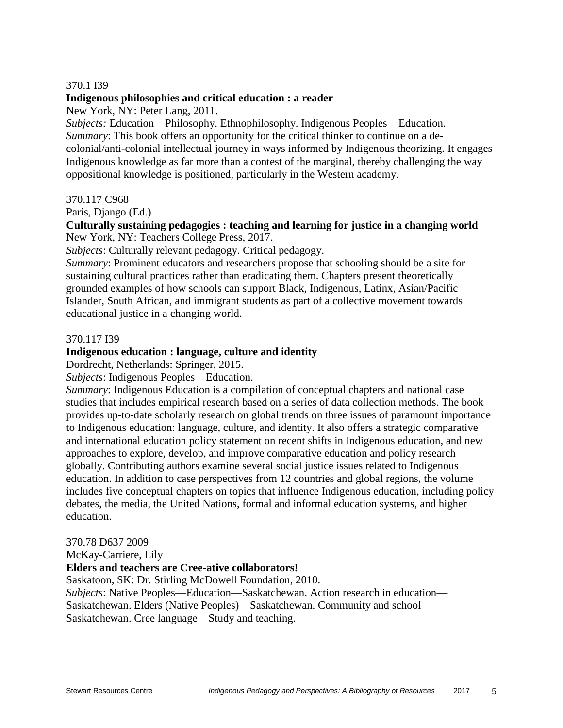370.1 I39

**Indigenous philosophies and critical education : a reader**

New York, NY: Peter Lang, 2011.

*Subjects:* Education—Philosophy. Ethnophilosophy. Indigenous Peoples—Education.

*Summary*: This book offers an opportunity for the critical thinker to continue on a de-colonial/anti-colonial intellectual journey in ways informed by Indigenous theorizing. It engages Indigenous knowledge as far more than a contest of the marginal, thereby challenging the way oppositional knowledge is positioned, particularly in the Western academy.

370.117 C968

Paris, Django (Ed.)

**Culturally sustaining pedagogies : teaching and learning for justice in a changing world**

New York, NY: Teachers College Press, 2017.

*Subjects*: Culturally relevant pedagogy. Critical pedagogy.

*Summary*: Prominent educators and researchers propose that schooling should be a site for sustaining cultural practices rather than eradicating them. Chapters present theoretically grounded examples of how schools can support Black, Indigenous, Latinx, Asian/Pacific Islander, South African, and immigrant students as part of a collective movement towards educational justice in a changing world.

370.117 I39

**Indigenous education : language, culture and identity**

Dordrecht, Netherlands: Springer, 2015.

*Subjects*: Indigenous Peoples—Education.

*Summary*: Indigenous Education is a compilation of conceptual chapters and national case studies that includes empirical research based on a series of data collection methods. The book provides up-to-date scholarly research on global trends on three issues of paramount importance to Indigenous education: language, culture, and identity. It also offers a strategic comparative and international education policy statement on recent shifts in Indigenous education, and new approaches to explore, develop, and improve comparative education and policy research globally. Contributing authors examine several social justice issues related to Indigenous education. In addition to case perspectives from 12 countries and global regions, the volume includes five conceptual chapters on topics that influence Indigenous education, including policy debates, the media, the United Nations, formal and informal education systems, and higher education.

370.78 D637 2009

McKay-Carriere, Lily

**Elders and teachers are Cree-ative collaborators!**

Saskatoon, SK: Dr. Stirling McDowell Foundation, 2010.

*Subjects*: Native Peoples—Education—Saskatchewan. Action research in education—Saskatchewan. Elders (Native Peoples)—Saskatchewan. Community and school—Saskatchewan. Cree language—Study and teaching.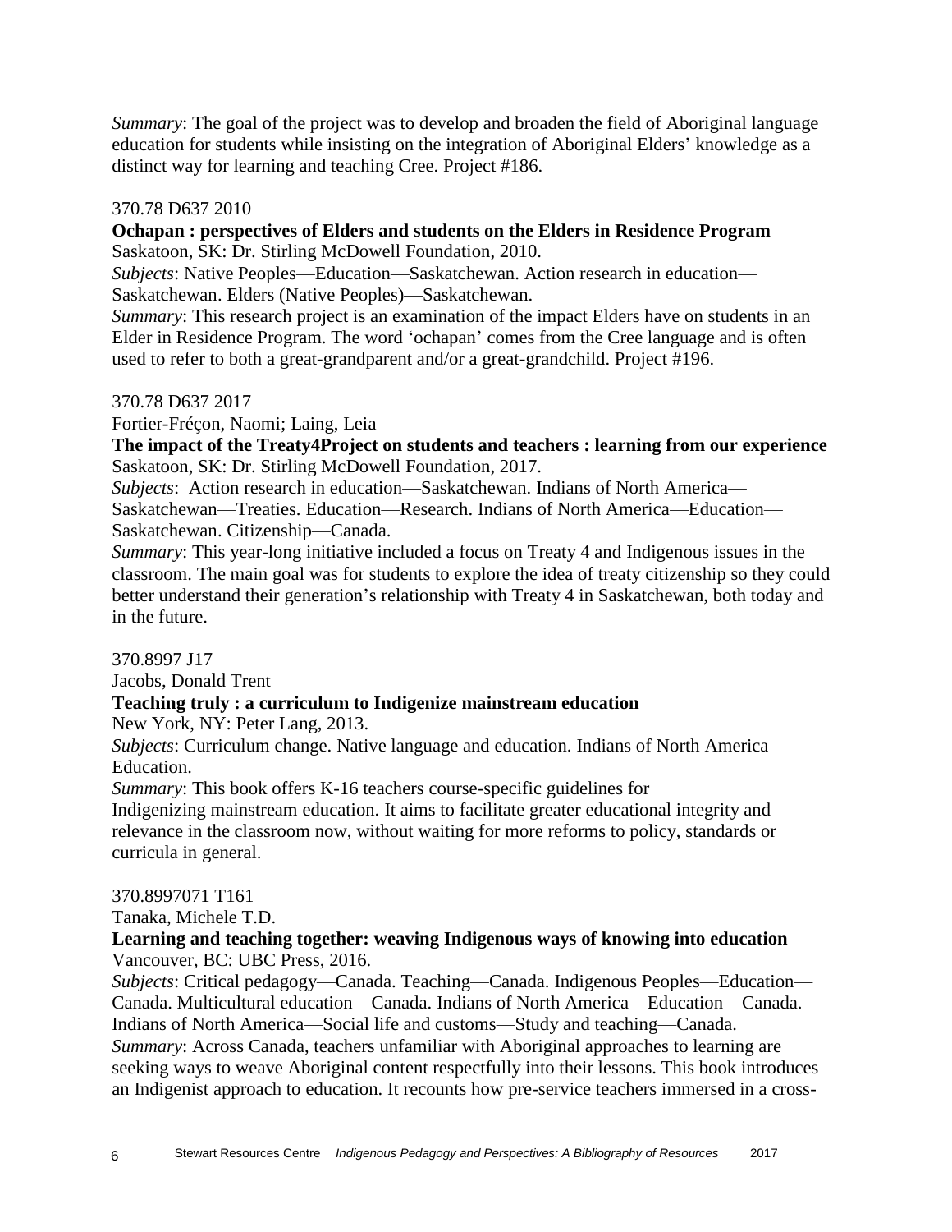*Summary*: The goal of the project was to develop and broaden the field of Aboriginal language education for students while insisting on the integration of Aboriginal Elders' knowledge as a distinct way for learning and teaching Cree. Project #186.

370.78 D637 2010

**Ochapan : perspectives of Elders and students on the Elders in Residence Program**
Saskatoon, SK: Dr. Stirling McDowell Foundation, 2010.
*Subjects*: Native Peoples—Education—Saskatchewan. Action research in education—Saskatchewan. Elders (Native Peoples)—Saskatchewan.
*Summary*: This research project is an examination of the impact Elders have on students in an Elder in Residence Program. The word 'ochapan' comes from the Cree language and is often used to refer to both a great-grandparent and/or a great-grandchild. Project #196.

370.78 D637 2017
Fortier-Fréçon, Naomi; Laing, Leia

**The impact of the Treaty4Project on students and teachers : learning from our experience**
Saskatoon, SK: Dr. Stirling McDowell Foundation, 2017.
*Subjects*: Action research in education—Saskatchewan. Indians of North America—Saskatchewan—Treaties. Education—Research. Indians of North America—Education—Saskatchewan. Citizenship—Canada.
*Summary*: This year-long initiative included a focus on Treaty 4 and Indigenous issues in the classroom. The main goal was for students to explore the idea of treaty citizenship so they could better understand their generation's relationship with Treaty 4 in Saskatchewan, both today and in the future.

370.8997 J17
Jacobs, Donald Trent

**Teaching truly : a curriculum to Indigenize mainstream education**
New York, NY: Peter Lang, 2013.
*Subjects*: Curriculum change. Native language and education. Indians of North America—Education.
*Summary*: This book offers K-16 teachers course-specific guidelines for Indigenizing mainstream education. It aims to facilitate greater educational integrity and relevance in the classroom now, without waiting for more reforms to policy, standards or curricula in general.

370.8997071 T161
Tanaka, Michele T.D.

**Learning and teaching together: weaving Indigenous ways of knowing into education**
Vancouver, BC: UBC Press, 2016.
*Subjects*: Critical pedagogy—Canada. Teaching—Canada. Indigenous Peoples—Education—Canada. Multicultural education—Canada. Indians of North America—Education—Canada. Indians of North America—Social life and customs—Study and teaching—Canada.
*Summary*: Across Canada, teachers unfamiliar with Aboriginal approaches to learning are seeking ways to weave Aboriginal content respectfully into their lessons. This book introduces an Indigenist approach to education. It recounts how pre-service teachers immersed in a cross-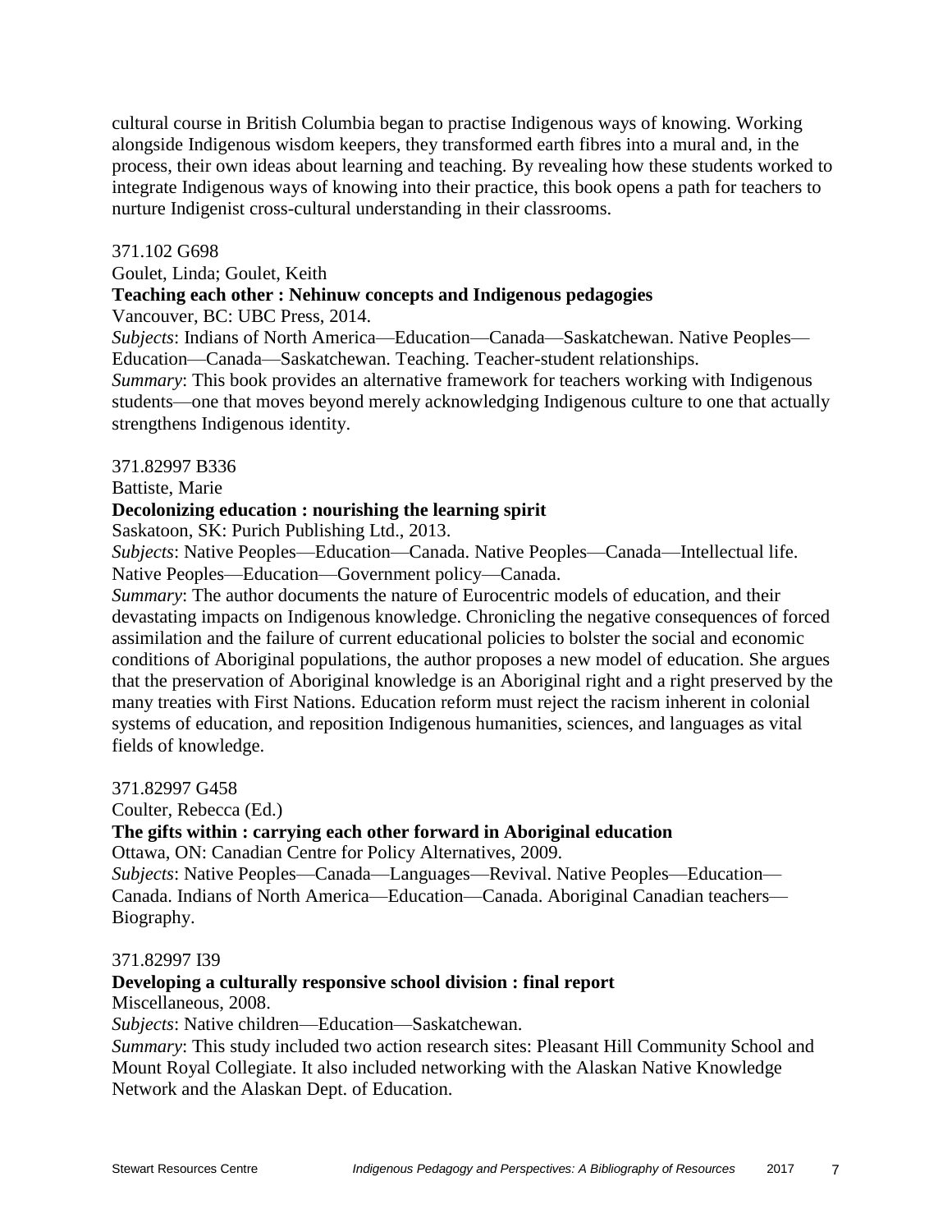cultural course in British Columbia began to practise Indigenous ways of knowing. Working alongside Indigenous wisdom keepers, they transformed earth fibres into a mural and, in the process, their own ideas about learning and teaching. By revealing how these students worked to integrate Indigenous ways of knowing into their practice, this book opens a path for teachers to nurture Indigenist cross-cultural understanding in their classrooms.

371.102 G698
Goulet, Linda; Goulet, Keith
**Teaching each other : Nehinuw concepts and Indigenous pedagogies**
Vancouver, BC: UBC Press, 2014.
*Subjects*: Indians of North America—Education—Canada—Saskatchewan. Native Peoples—Education—Canada—Saskatchewan. Teaching. Teacher-student relationships.
*Summary*: This book provides an alternative framework for teachers working with Indigenous students—one that moves beyond merely acknowledging Indigenous culture to one that actually strengthens Indigenous identity.

371.82997 B336
Battiste, Marie
**Decolonizing education : nourishing the learning spirit**
Saskatoon, SK: Purich Publishing Ltd., 2013.
*Subjects*: Native Peoples—Education—Canada. Native Peoples—Canada—Intellectual life. Native Peoples—Education—Government policy—Canada.
*Summary*: The author documents the nature of Eurocentric models of education, and their devastating impacts on Indigenous knowledge. Chronicling the negative consequences of forced assimilation and the failure of current educational policies to bolster the social and economic conditions of Aboriginal populations, the author proposes a new model of education. She argues that the preservation of Aboriginal knowledge is an Aboriginal right and a right preserved by the many treaties with First Nations. Education reform must reject the racism inherent in colonial systems of education, and reposition Indigenous humanities, sciences, and languages as vital fields of knowledge.

371.82997 G458
Coulter, Rebecca (Ed.)
**The gifts within : carrying each other forward in Aboriginal education**
Ottawa, ON: Canadian Centre for Policy Alternatives, 2009.
*Subjects*: Native Peoples—Canada—Languages—Revival. Native Peoples—Education—Canada. Indians of North America—Education—Canada. Aboriginal Canadian teachers—Biography.

371.82997 I39
**Developing a culturally responsive school division : final report**
Miscellaneous, 2008.
*Subjects*: Native children—Education—Saskatchewan.
*Summary*: This study included two action research sites: Pleasant Hill Community School and Mount Royal Collegiate. It also included networking with the Alaskan Native Knowledge Network and the Alaskan Dept. of Education.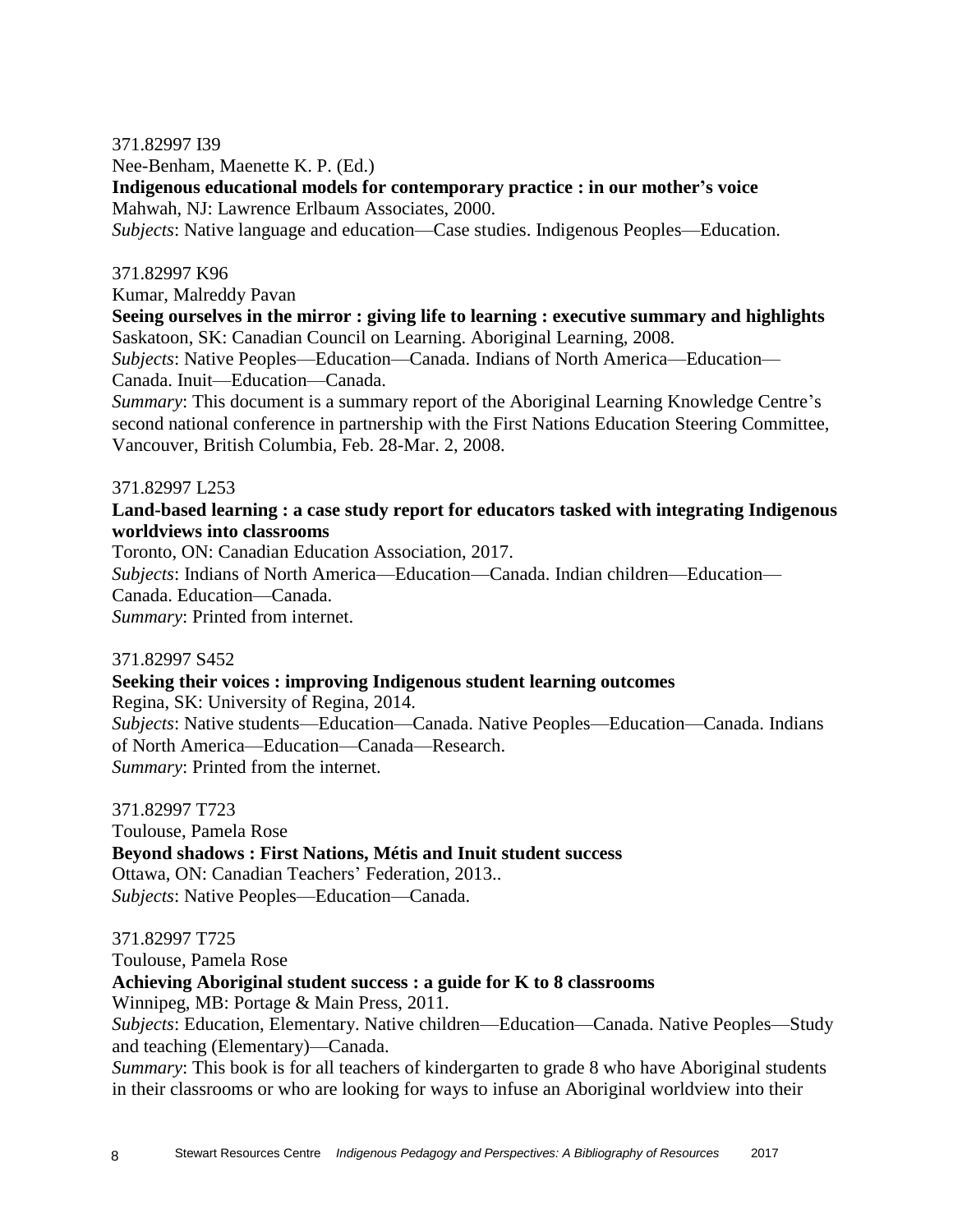371.82997 I39
Nee-Benham, Maenette K. P. (Ed.)
**Indigenous educational models for contemporary practice : in our mother's voice**
Mahwah, NJ: Lawrence Erlbaum Associates, 2000.
*Subjects*: Native language and education—Case studies. Indigenous Peoples—Education.

371.82997 K96
Kumar, Malreddy Pavan
**Seeing ourselves in the mirror : giving life to learning : executive summary and highlights**
Saskatoon, SK: Canadian Council on Learning. Aboriginal Learning, 2008.
*Subjects*: Native Peoples—Education—Canada. Indians of North America—Education—Canada. Inuit—Education—Canada.
*Summary*: This document is a summary report of the Aboriginal Learning Knowledge Centre's second national conference in partnership with the First Nations Education Steering Committee, Vancouver, British Columbia, Feb. 28-Mar. 2, 2008.

371.82997 L253
**Land-based learning : a case study report for educators tasked with integrating Indigenous worldviews into classrooms**
Toronto, ON: Canadian Education Association, 2017.
*Subjects*: Indians of North America—Education—Canada. Indian children—Education—Canada. Education—Canada.
*Summary*: Printed from internet.

371.82997 S452
**Seeking their voices : improving Indigenous student learning outcomes**
Regina, SK: University of Regina, 2014.
*Subjects*: Native students—Education—Canada. Native Peoples—Education—Canada. Indians of North America—Education—Canada—Research.
*Summary*: Printed from the internet.

371.82997 T723
Toulouse, Pamela Rose
**Beyond shadows : First Nations, Métis and Inuit student success**
Ottawa, ON: Canadian Teachers' Federation, 2013..
*Subjects*: Native Peoples—Education—Canada.

371.82997 T725
Toulouse, Pamela Rose
**Achieving Aboriginal student success : a guide for K to 8 classrooms**
Winnipeg, MB: Portage & Main Press, 2011.
*Subjects*: Education, Elementary. Native children—Education—Canada. Native Peoples—Study and teaching (Elementary)—Canada.
*Summary*: This book is for all teachers of kindergarten to grade 8 who have Aboriginal students in their classrooms or who are looking for ways to infuse an Aboriginal worldview into their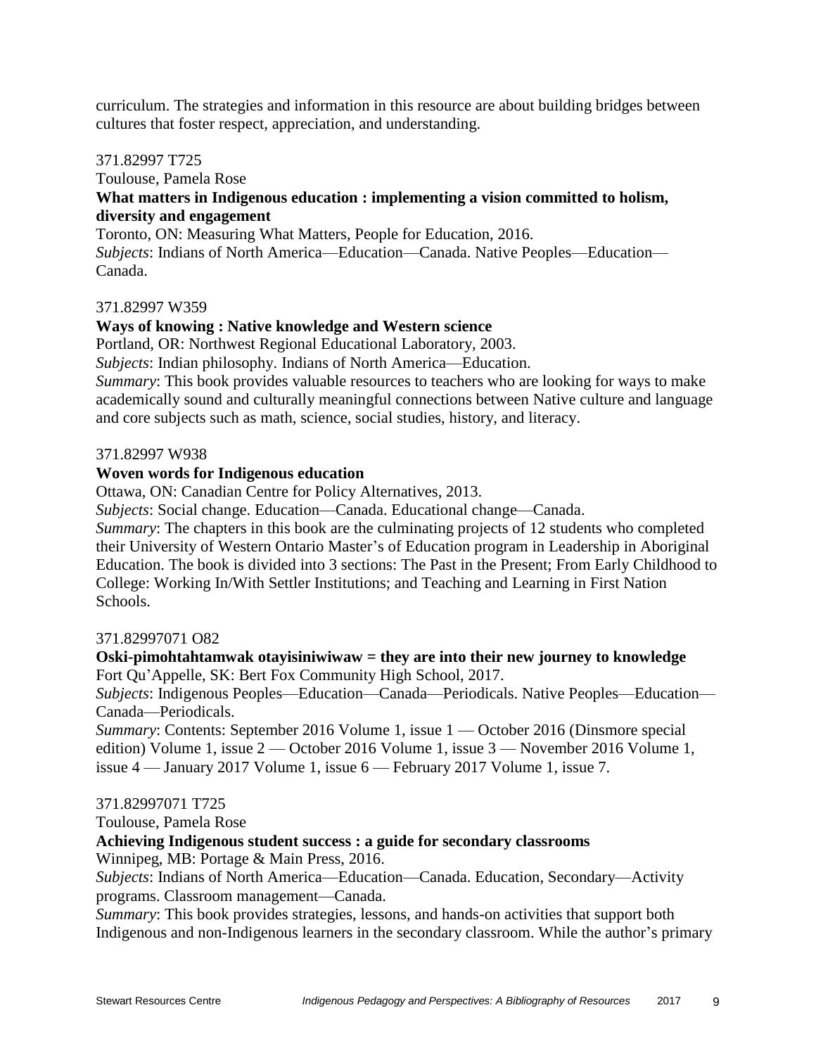curriculum. The strategies and information in this resource are about building bridges between cultures that foster respect, appreciation, and understanding.

371.82997 T725

Toulouse, Pamela Rose

**What matters in Indigenous education : implementing a vision committed to holism, diversity and engagement**

Toronto, ON: Measuring What Matters, People for Education, 2016.

*Subjects*: Indians of North America—Education—Canada. Native Peoples—Education—Canada.

371.82997 W359

**Ways of knowing : Native knowledge and Western science**

Portland, OR: Northwest Regional Educational Laboratory, 2003.

*Subjects*: Indian philosophy. Indians of North America—Education.

*Summary*: This book provides valuable resources to teachers who are looking for ways to make academically sound and culturally meaningful connections between Native culture and language and core subjects such as math, science, social studies, history, and literacy.

371.82997 W938

**Woven words for Indigenous education**

Ottawa, ON: Canadian Centre for Policy Alternatives, 2013.

*Subjects*: Social change. Education—Canada. Educational change—Canada.

*Summary*: The chapters in this book are the culminating projects of 12 students who completed their University of Western Ontario Master's of Education program in Leadership in Aboriginal Education. The book is divided into 3 sections: The Past in the Present; From Early Childhood to College: Working In/With Settler Institutions; and Teaching and Learning in First Nation Schools.

371.82997071 O82

**Oski-pimohtahtamwak otayisiniwiwaw = they are into their new journey to knowledge**

Fort Qu'Appelle, SK: Bert Fox Community High School, 2017.

*Subjects*: Indigenous Peoples—Education—Canada—Periodicals. Native Peoples—Education—Canada—Periodicals.

*Summary*: Contents: September 2016 Volume 1, issue 1 — October 2016 (Dinsmore special edition) Volume 1, issue 2 — October 2016 Volume 1, issue 3 — November 2016 Volume 1, issue 4 — January 2017 Volume 1, issue 6 — February 2017 Volume 1, issue 7.

371.82997071 T725

Toulouse, Pamela Rose

**Achieving Indigenous student success : a guide for secondary classrooms**

Winnipeg, MB: Portage & Main Press, 2016.

*Subjects*: Indians of North America—Education—Canada. Education, Secondary—Activity programs. Classroom management—Canada.

*Summary*: This book provides strategies, lessons, and hands-on activities that support both Indigenous and non-Indigenous learners in the secondary classroom. While the author's primary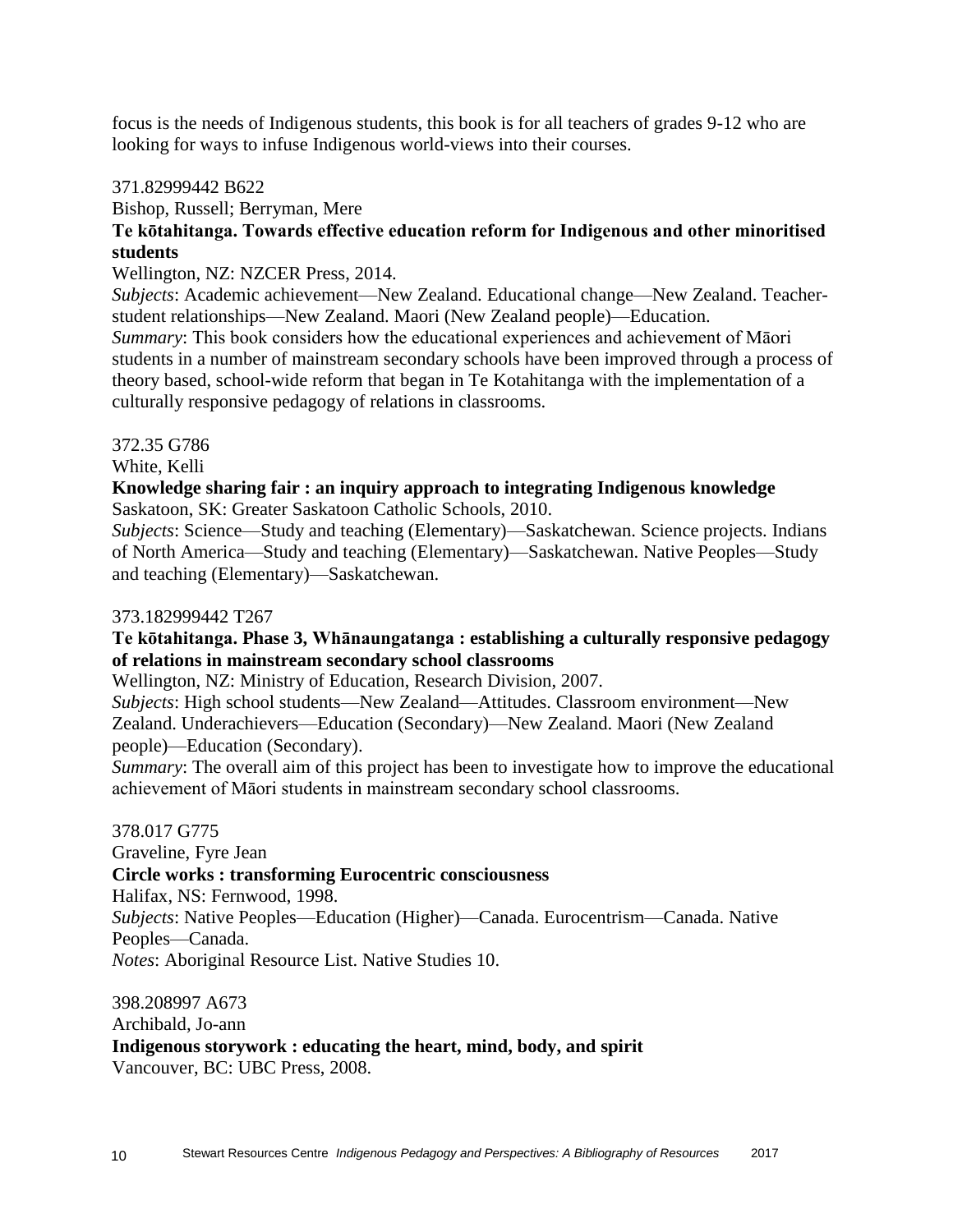focus is the needs of Indigenous students, this book is for all teachers of grades 9-12 who are looking for ways to infuse Indigenous world-views into their courses.

371.82999442 B622

Bishop, Russell; Berryman, Mere

**Te kōtahitanga. Towards effective education reform for Indigenous and other minoritised students**

Wellington, NZ: NZCER Press, 2014.

*Subjects*: Academic achievement—New Zealand. Educational change—New Zealand. Teacher-student relationships—New Zealand. Maori (New Zealand people)—Education.

*Summary*: This book considers how the educational experiences and achievement of Māori students in a number of mainstream secondary schools have been improved through a process of theory based, school-wide reform that began in Te Kotahitanga with the implementation of a culturally responsive pedagogy of relations in classrooms.

372.35 G786

White, Kelli

**Knowledge sharing fair : an inquiry approach to integrating Indigenous knowledge**

Saskatoon, SK: Greater Saskatoon Catholic Schools, 2010.

*Subjects*: Science—Study and teaching (Elementary)—Saskatchewan. Science projects. Indians of North America—Study and teaching (Elementary)—Saskatchewan. Native Peoples—Study and teaching (Elementary)—Saskatchewan.

373.182999442 T267

**Te kōtahitanga. Phase 3, Whānaungatanga : establishing a culturally responsive pedagogy of relations in mainstream secondary school classrooms**

Wellington, NZ: Ministry of Education, Research Division, 2007.

*Subjects*: High school students—New Zealand—Attitudes. Classroom environment—New Zealand. Underachievers—Education (Secondary)—New Zealand. Maori (New Zealand people)—Education (Secondary).

*Summary*: The overall aim of this project has been to investigate how to improve the educational achievement of Māori students in mainstream secondary school classrooms.

378.017 G775

Graveline, Fyre Jean

**Circle works : transforming Eurocentric consciousness**

Halifax, NS: Fernwood, 1998.

*Subjects*: Native Peoples—Education (Higher)—Canada. Eurocentrism—Canada. Native Peoples—Canada.

*Notes*: Aboriginal Resource List. Native Studies 10.

398.208997 A673

Archibald, Jo-ann

**Indigenous storywork : educating the heart, mind, body, and spirit**

Vancouver, BC: UBC Press, 2008.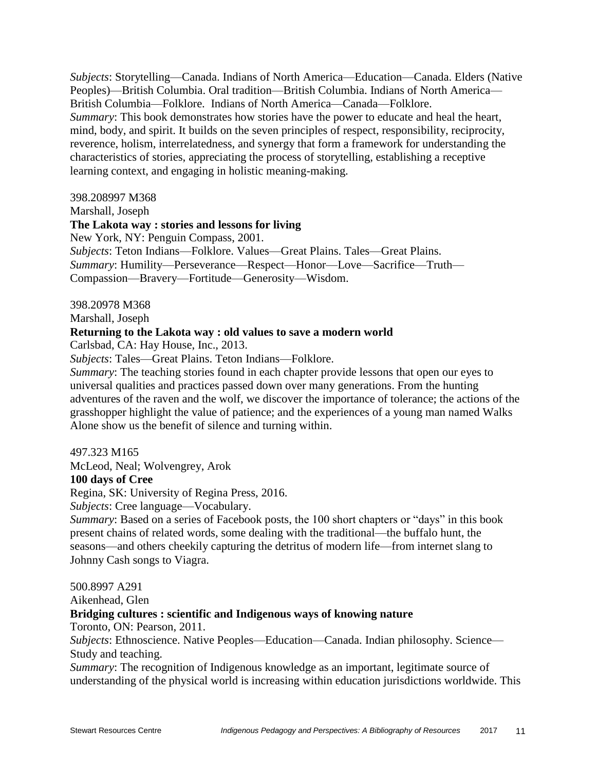*Subjects*: Storytelling—Canada. Indians of North America—Education—Canada. Elders (Native Peoples)—British Columbia. Oral tradition—British Columbia. Indians of North America—British Columbia—Folklore. Indians of North America—Canada—Folklore.
*Summary*: This book demonstrates how stories have the power to educate and heal the heart, mind, body, and spirit. It builds on the seven principles of respect, responsibility, reciprocity, reverence, holism, interrelatedness, and synergy that form a framework for understanding the characteristics of stories, appreciating the process of storytelling, establishing a receptive learning context, and engaging in holistic meaning-making.

398.208997 M368
Marshall, Joseph
**The Lakota way : stories and lessons for living**
New York, NY: Penguin Compass, 2001.
*Subjects*: Teton Indians—Folklore. Values—Great Plains. Tales—Great Plains.
*Summary*: Humility—Perseverance—Respect—Honor—Love—Sacrifice—Truth—Compassion—Bravery—Fortitude—Generosity—Wisdom.

398.20978 M368
Marshall, Joseph
**Returning to the Lakota way : old values to save a modern world**
Carlsbad, CA: Hay House, Inc., 2013.
*Subjects*: Tales—Great Plains. Teton Indians—Folklore.
*Summary*: The teaching stories found in each chapter provide lessons that open our eyes to universal qualities and practices passed down over many generations. From the hunting adventures of the raven and the wolf, we discover the importance of tolerance; the actions of the grasshopper highlight the value of patience; and the experiences of a young man named Walks Alone show us the benefit of silence and turning within.

497.323 M165
McLeod, Neal; Wolvengrey, Arok
**100 days of Cree**
Regina, SK: University of Regina Press, 2016.
*Subjects*: Cree language—Vocabulary.
*Summary*: Based on a series of Facebook posts, the 100 short chapters or "days" in this book present chains of related words, some dealing with the traditional—the buffalo hunt, the seasons—and others cheekily capturing the detritus of modern life—from internet slang to Johnny Cash songs to Viagra.

500.8997 A291
Aikenhead, Glen
**Bridging cultures : scientific and Indigenous ways of knowing nature**
Toronto, ON: Pearson, 2011.
*Subjects*: Ethnoscience. Native Peoples—Education—Canada. Indian philosophy. Science—Study and teaching.
*Summary*: The recognition of Indigenous knowledge as an important, legitimate source of understanding of the physical world is increasing within education jurisdictions worldwide. This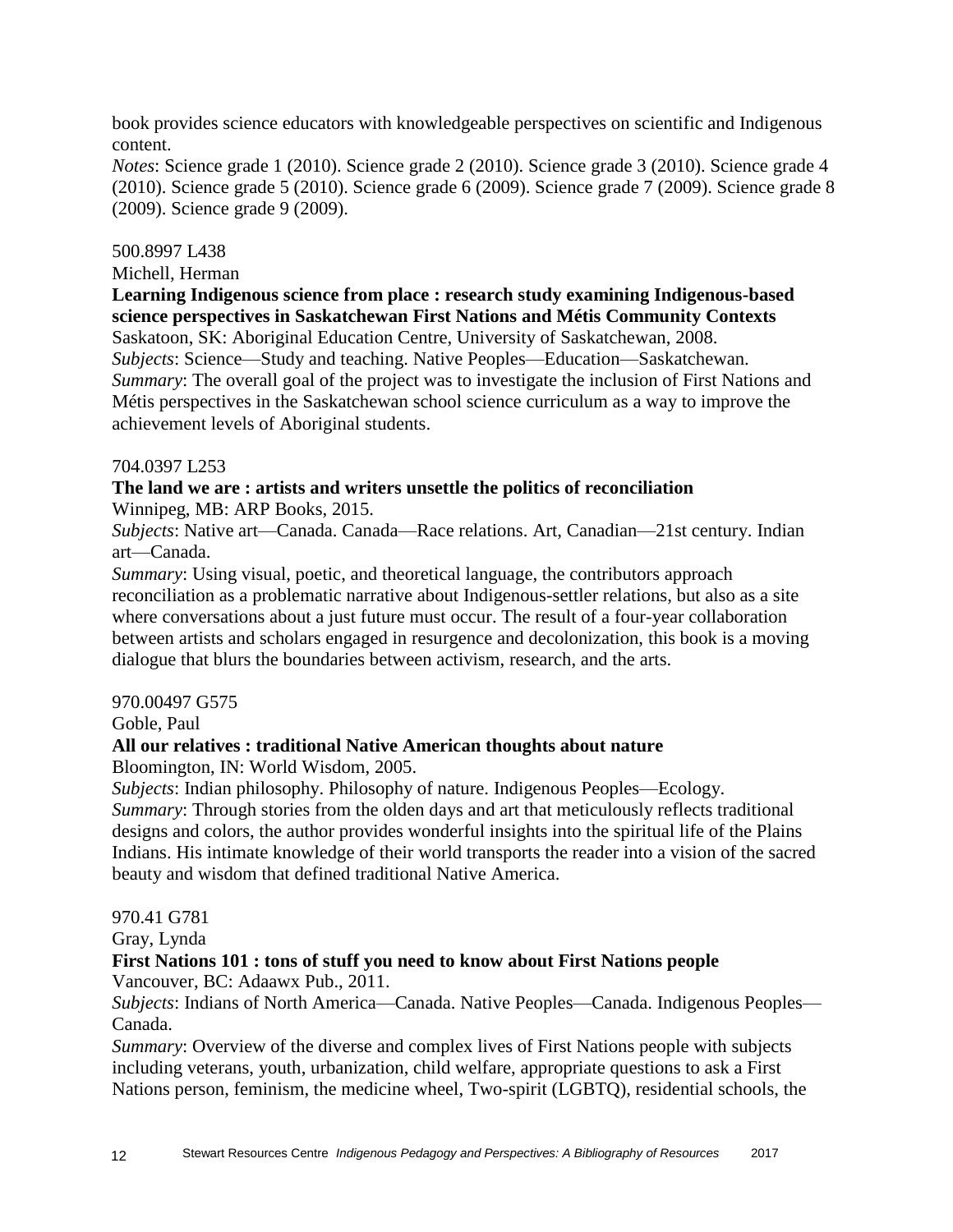book provides science educators with knowledgeable perspectives on scientific and Indigenous content.
*Notes*: Science grade 1 (2010). Science grade 2 (2010). Science grade 3 (2010). Science grade 4 (2010). Science grade 5 (2010). Science grade 6 (2009). Science grade 7 (2009). Science grade 8 (2009). Science grade 9 (2009).

500.8997 L438
Michell, Herman
**Learning Indigenous science from place : research study examining Indigenous-based science perspectives in Saskatchewan First Nations and Métis Community Contexts**
Saskatoon, SK: Aboriginal Education Centre, University of Saskatchewan, 2008.
*Subjects*: Science—Study and teaching. Native Peoples—Education—Saskatchewan.
*Summary*: The overall goal of the project was to investigate the inclusion of First Nations and Métis perspectives in the Saskatchewan school science curriculum as a way to improve the achievement levels of Aboriginal students.

704.0397 L253
**The land we are : artists and writers unsettle the politics of reconciliation**
Winnipeg, MB: ARP Books, 2015.
*Subjects*: Native art—Canada. Canada—Race relations. Art, Canadian—21st century. Indian art—Canada.
*Summary*: Using visual, poetic, and theoretical language, the contributors approach reconciliation as a problematic narrative about Indigenous-settler relations, but also as a site where conversations about a just future must occur. The result of a four-year collaboration between artists and scholars engaged in resurgence and decolonization, this book is a moving dialogue that blurs the boundaries between activism, research, and the arts.

970.00497 G575
Goble, Paul
**All our relatives : traditional Native American thoughts about nature**
Bloomington, IN: World Wisdom, 2005.
*Subjects*: Indian philosophy. Philosophy of nature. Indigenous Peoples—Ecology.
*Summary*: Through stories from the olden days and art that meticulously reflects traditional designs and colors, the author provides wonderful insights into the spiritual life of the Plains Indians. His intimate knowledge of their world transports the reader into a vision of the sacred beauty and wisdom that defined traditional Native America.

970.41 G781
Gray, Lynda
**First Nations 101 : tons of stuff you need to know about First Nations people**
Vancouver, BC: Adaawx Pub., 2011.
*Subjects*: Indians of North America—Canada. Native Peoples—Canada. Indigenous Peoples—Canada.
*Summary*: Overview of the diverse and complex lives of First Nations people with subjects including veterans, youth, urbanization, child welfare, appropriate questions to ask a First Nations person, feminism, the medicine wheel, Two-spirit (LGBTQ), residential schools, the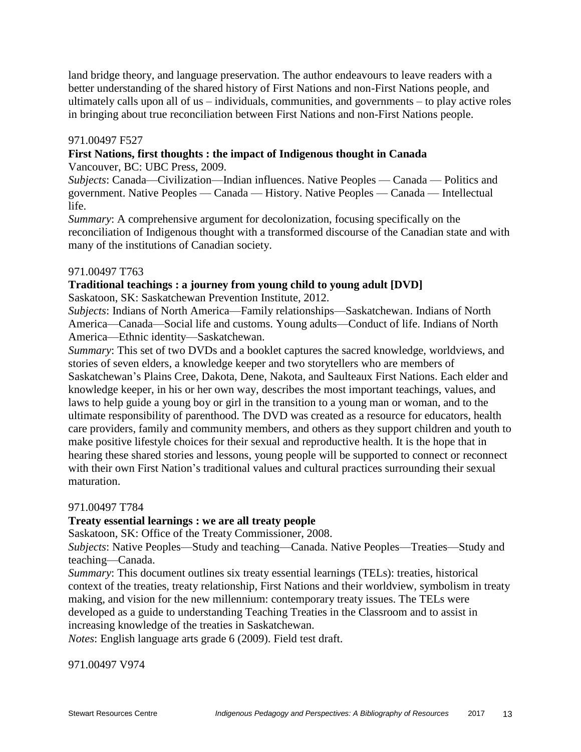land bridge theory, and language preservation. The author endeavours to leave readers with a better understanding of the shared history of First Nations and non-First Nations people, and ultimately calls upon all of us – individuals, communities, and governments – to play active roles in bringing about true reconciliation between First Nations and non-First Nations people.

971.00497 F527

**First Nations, first thoughts : the impact of Indigenous thought in Canada**
Vancouver, BC: UBC Press, 2009.
*Subjects*: Canada—Civilization—Indian influences. Native Peoples — Canada — Politics and government. Native Peoples — Canada — History. Native Peoples — Canada — Intellectual life.
*Summary*: A comprehensive argument for decolonization, focusing specifically on the reconciliation of Indigenous thought with a transformed discourse of the Canadian state and with many of the institutions of Canadian society.

971.00497 T763

**Traditional teachings : a journey from young child to young adult [DVD]**
Saskatoon, SK: Saskatchewan Prevention Institute, 2012.
*Subjects*: Indians of North America—Family relationships—Saskatchewan. Indians of North America—Canada—Social life and customs. Young adults—Conduct of life. Indians of North America—Ethnic identity—Saskatchewan.
*Summary*: This set of two DVDs and a booklet captures the sacred knowledge, worldviews, and stories of seven elders, a knowledge keeper and two storytellers who are members of Saskatchewan's Plains Cree, Dakota, Dene, Nakota, and Saulteaux First Nations. Each elder and knowledge keeper, in his or her own way, describes the most important teachings, values, and laws to help guide a young boy or girl in the transition to a young man or woman, and to the ultimate responsibility of parenthood. The DVD was created as a resource for educators, health care providers, family and community members, and others as they support children and youth to make positive lifestyle choices for their sexual and reproductive health. It is the hope that in hearing these shared stories and lessons, young people will be supported to connect or reconnect with their own First Nation's traditional values and cultural practices surrounding their sexual maturation.

971.00497 T784

**Treaty essential learnings : we are all treaty people**
Saskatoon, SK: Office of the Treaty Commissioner, 2008.
*Subjects*: Native Peoples—Study and teaching—Canada. Native Peoples—Treaties—Study and teaching—Canada.
*Summary*: This document outlines six treaty essential learnings (TELs): treaties, historical context of the treaties, treaty relationship, First Nations and their worldview, symbolism in treaty making, and vision for the new millennium: contemporary treaty issues. The TELs were developed as a guide to understanding Teaching Treaties in the Classroom and to assist in increasing knowledge of the treaties in Saskatchewan.
*Notes*: English language arts grade 6 (2009). Field test draft.

971.00497 V974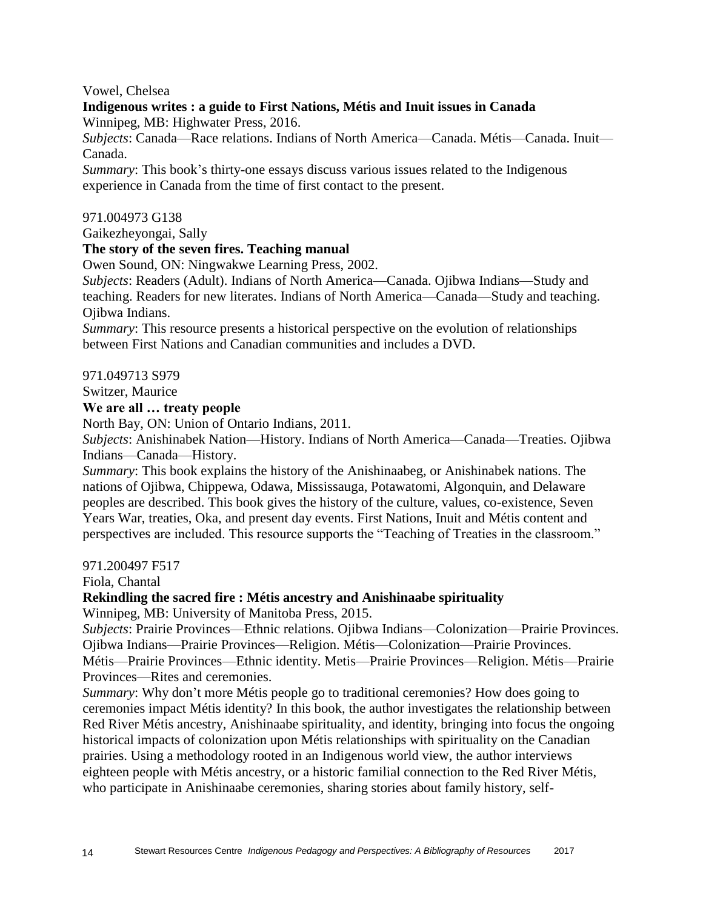Vowel, Chelsea

**Indigenous writes : a guide to First Nations, Métis and Inuit issues in Canada**

Winnipeg, MB: Highwater Press, 2016.

*Subjects*: Canada—Race relations. Indians of North America—Canada. Métis—Canada. Inuit—Canada.

*Summary*: This book's thirty-one essays discuss various issues related to the Indigenous experience in Canada from the time of first contact to the present.

971.004973 G138

Gaikezheyongai, Sally

**The story of the seven fires. Teaching manual**

Owen Sound, ON: Ningwakwe Learning Press, 2002.

*Subjects*: Readers (Adult). Indians of North America—Canada. Ojibwa Indians—Study and teaching. Readers for new literates. Indians of North America—Canada—Study and teaching. Ojibwa Indians.

*Summary*: This resource presents a historical perspective on the evolution of relationships between First Nations and Canadian communities and includes a DVD.

971.049713 S979

Switzer, Maurice

**We are all … treaty people**

North Bay, ON: Union of Ontario Indians, 2011.

*Subjects*: Anishinabek Nation—History. Indians of North America—Canada—Treaties. Ojibwa Indians—Canada—History.

*Summary*: This book explains the history of the Anishinaabeg, or Anishinabek nations. The nations of Ojibwa, Chippewa, Odawa, Mississauga, Potawatomi, Algonquin, and Delaware peoples are described. This book gives the history of the culture, values, co-existence, Seven Years War, treaties, Oka, and present day events. First Nations, Inuit and Métis content and perspectives are included. This resource supports the "Teaching of Treaties in the classroom."

971.200497 F517

Fiola, Chantal

**Rekindling the sacred fire : Métis ancestry and Anishinaabe spirituality**

Winnipeg, MB: University of Manitoba Press, 2015.

*Subjects*: Prairie Provinces—Ethnic relations. Ojibwa Indians—Colonization—Prairie Provinces. Ojibwa Indians—Prairie Provinces—Religion. Métis—Colonization—Prairie Provinces. Métis—Prairie Provinces—Ethnic identity. Metis—Prairie Provinces—Religion. Métis—Prairie Provinces—Rites and ceremonies.

*Summary*: Why don't more Métis people go to traditional ceremonies? How does going to ceremonies impact Métis identity? In this book, the author investigates the relationship between Red River Métis ancestry, Anishinaabe spirituality, and identity, bringing into focus the ongoing historical impacts of colonization upon Métis relationships with spirituality on the Canadian prairies. Using a methodology rooted in an Indigenous world view, the author interviews eighteen people with Métis ancestry, or a historic familial connection to the Red River Métis, who participate in Anishinaabe ceremonies, sharing stories about family history, self-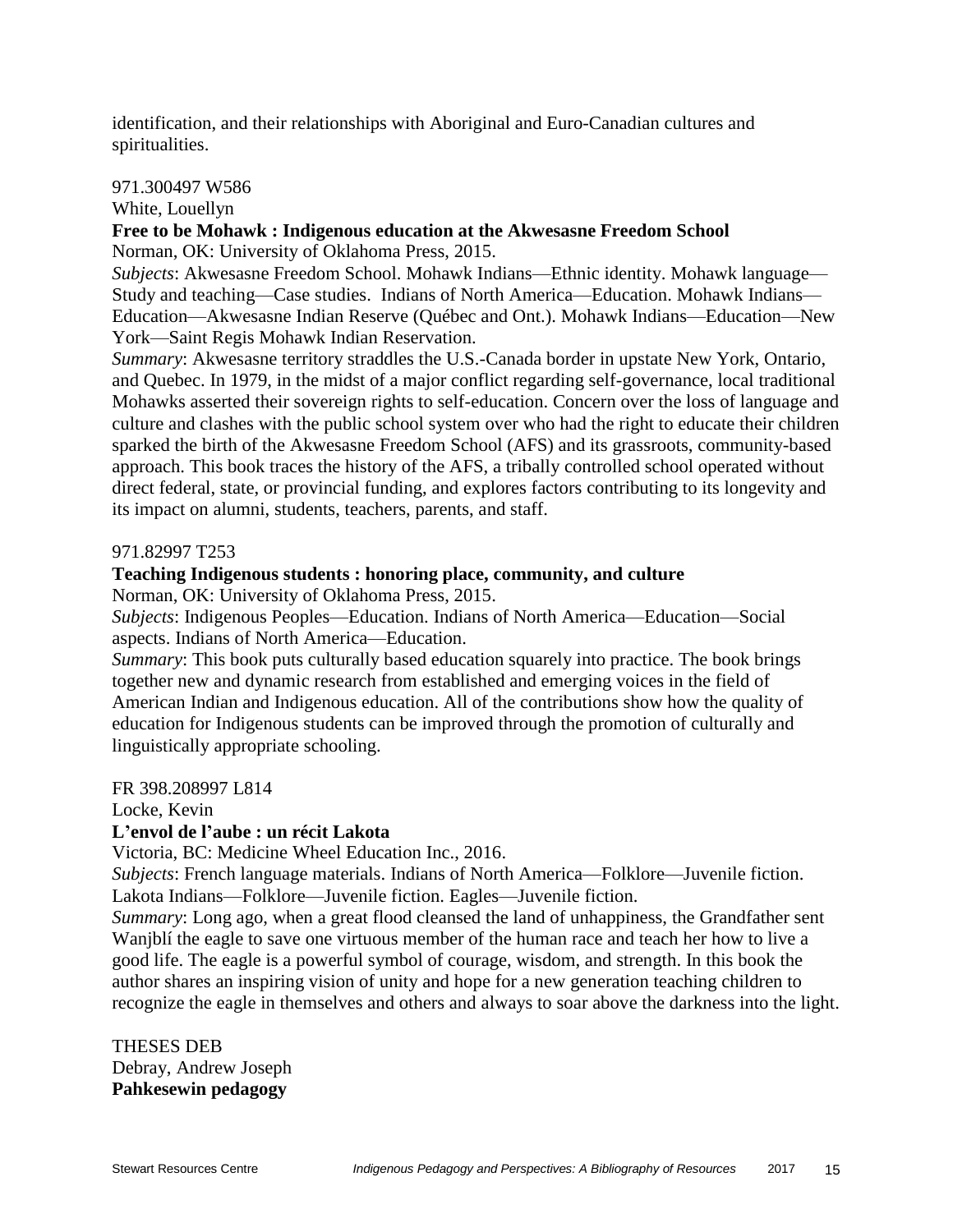identification, and their relationships with Aboriginal and Euro-Canadian cultures and spiritualities.

971.300497 W586
White, Louellyn
**Free to be Mohawk : Indigenous education at the Akwesasne Freedom School**
Norman, OK: University of Oklahoma Press, 2015.
*Subjects*: Akwesasne Freedom School. Mohawk Indians—Ethnic identity. Mohawk language—Study and teaching—Case studies. Indians of North America—Education. Mohawk Indians—Education—Akwesasne Indian Reserve (Québec and Ont.). Mohawk Indians—Education—New York—Saint Regis Mohawk Indian Reservation.
*Summary*: Akwesasne territory straddles the U.S.-Canada border in upstate New York, Ontario, and Quebec. In 1979, in the midst of a major conflict regarding self-governance, local traditional Mohawks asserted their sovereign rights to self-education. Concern over the loss of language and culture and clashes with the public school system over who had the right to educate their children sparked the birth of the Akwesasne Freedom School (AFS) and its grassroots, community-based approach. This book traces the history of the AFS, a tribally controlled school operated without direct federal, state, or provincial funding, and explores factors contributing to its longevity and its impact on alumni, students, teachers, parents, and staff.

971.82997 T253
**Teaching Indigenous students : honoring place, community, and culture**
Norman, OK: University of Oklahoma Press, 2015.
*Subjects*: Indigenous Peoples—Education. Indians of North America—Education—Social aspects. Indians of North America—Education.
*Summary*: This book puts culturally based education squarely into practice. The book brings together new and dynamic research from established and emerging voices in the field of American Indian and Indigenous education. All of the contributions show how the quality of education for Indigenous students can be improved through the promotion of culturally and linguistically appropriate schooling.

FR 398.208997 L814
Locke, Kevin
**L'envol de l'aube : un récit Lakota**
Victoria, BC: Medicine Wheel Education Inc., 2016.
*Subjects*: French language materials. Indians of North America—Folklore—Juvenile fiction. Lakota Indians—Folklore—Juvenile fiction. Eagles—Juvenile fiction.
*Summary*: Long ago, when a great flood cleansed the land of unhappiness, the Grandfather sent Wanjblí the eagle to save one virtuous member of the human race and teach her how to live a good life. The eagle is a powerful symbol of courage, wisdom, and strength. In this book the author shares an inspiring vision of unity and hope for a new generation teaching children to recognize the eagle in themselves and others and always to soar above the darkness into the light.

THESES DEB
Debray, Andrew Joseph
**Pahkesewin pedagogy**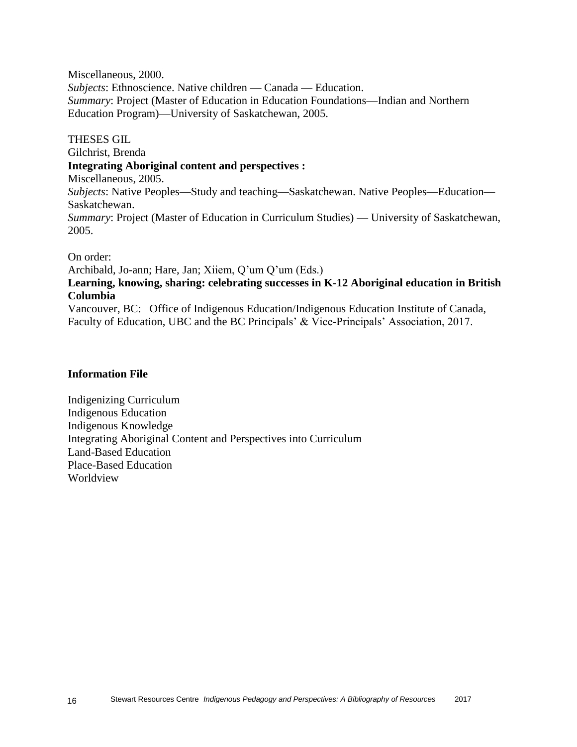Miscellaneous, 2000.
*Subjects*: Ethnoscience. Native children — Canada — Education.
*Summary*: Project (Master of Education in Education Foundations—Indian and Northern Education Program)—University of Saskatchewan, 2005.

THESES GIL
Gilchrist, Brenda
**Integrating Aboriginal content and perspectives :**
Miscellaneous, 2005.
*Subjects*: Native Peoples—Study and teaching—Saskatchewan. Native Peoples—Education—Saskatchewan.
*Summary*: Project (Master of Education in Curriculum Studies) — University of Saskatchewan, 2005.

On order:
Archibald, Jo-ann; Hare, Jan; Xiiem, Q'um Q'um (Eds.)
**Learning, knowing, sharing: celebrating successes in K-12 Aboriginal education in British Columbia**
Vancouver, BC: Office of Indigenous Education/Indigenous Education Institute of Canada, Faculty of Education, UBC and the BC Principals' & Vice-Principals' Association, 2017.

**Information File**

Indigenizing Curriculum
Indigenous Education
Indigenous Knowledge
Integrating Aboriginal Content and Perspectives into Curriculum
Land-Based Education
Place-Based Education
Worldview